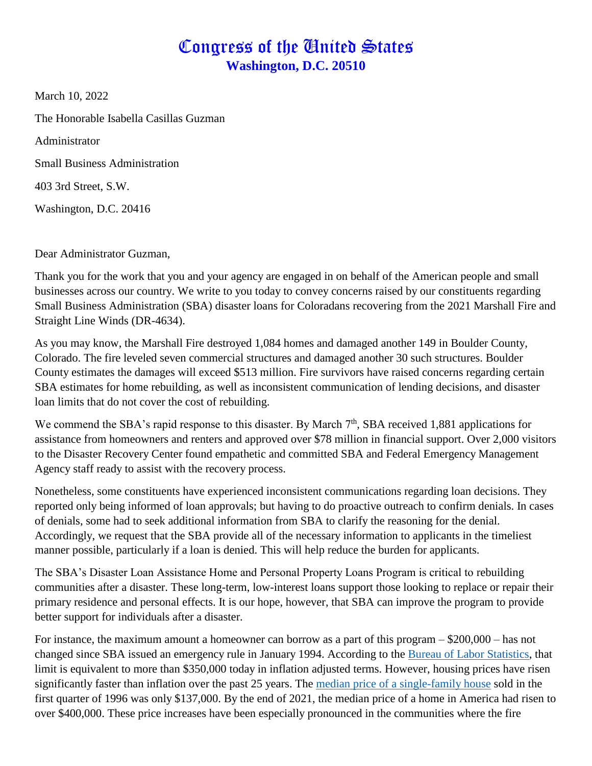# Congress of the United States
**Washington, D.C. 20510**

March 10, 2022

The Honorable Isabella Casillas Guzman

Administrator

Small Business Administration

403 3rd Street, S.W.

Washington, D.C. 20416

Dear Administrator Guzman,

Thank you for the work that you and your agency are engaged in on behalf of the American people and small businesses across our country. We write to you today to convey concerns raised by our constituents regarding Small Business Administration (SBA) disaster loans for Coloradans recovering from the 2021 Marshall Fire and Straight Line Winds (DR-4634).

As you may know, the Marshall Fire destroyed 1,084 homes and damaged another 149 in Boulder County, Colorado. The fire leveled seven commercial structures and damaged another 30 such structures. Boulder County estimates the damages will exceed $513 million. Fire survivors have raised concerns regarding certain SBA estimates for home rebuilding, as well as inconsistent communication of lending decisions, and disaster loan limits that do not cover the cost of rebuilding.

We commend the SBA's rapid response to this disaster. By March 7th, SBA received 1,881 applications for assistance from homeowners and renters and approved over $78 million in financial support. Over 2,000 visitors to the Disaster Recovery Center found empathetic and committed SBA and Federal Emergency Management Agency staff ready to assist with the recovery process.

Nonetheless, some constituents have experienced inconsistent communications regarding loan decisions. They reported only being informed of loan approvals; but having to do proactive outreach to confirm denials. In cases of denials, some had to seek additional information from SBA to clarify the reasoning for the denial. Accordingly, we request that the SBA provide all of the necessary information to applicants in the timeliest manner possible, particularly if a loan is denied. This will help reduce the burden for applicants.

The SBA's Disaster Loan Assistance Home and Personal Property Loans Program is critical to rebuilding communities after a disaster. These long-term, low-interest loans support those looking to replace or repair their primary residence and personal effects. It is our hope, however, that SBA can improve the program to provide better support for individuals after a disaster.

For instance, the maximum amount a homeowner can borrow as a part of this program – $200,000 – has not changed since SBA issued an emergency rule in January 1994. According to the [Bureau of Labor Statistics](), that limit is equivalent to more than $350,000 today in inflation adjusted terms. However, housing prices have risen significantly faster than inflation over the past 25 years. The [median price of a single-family house]() sold in the first quarter of 1996 was only $137,000. By the end of 2021, the median price of a home in America had risen to over $400,000. These price increases have been especially pronounced in the communities where the fire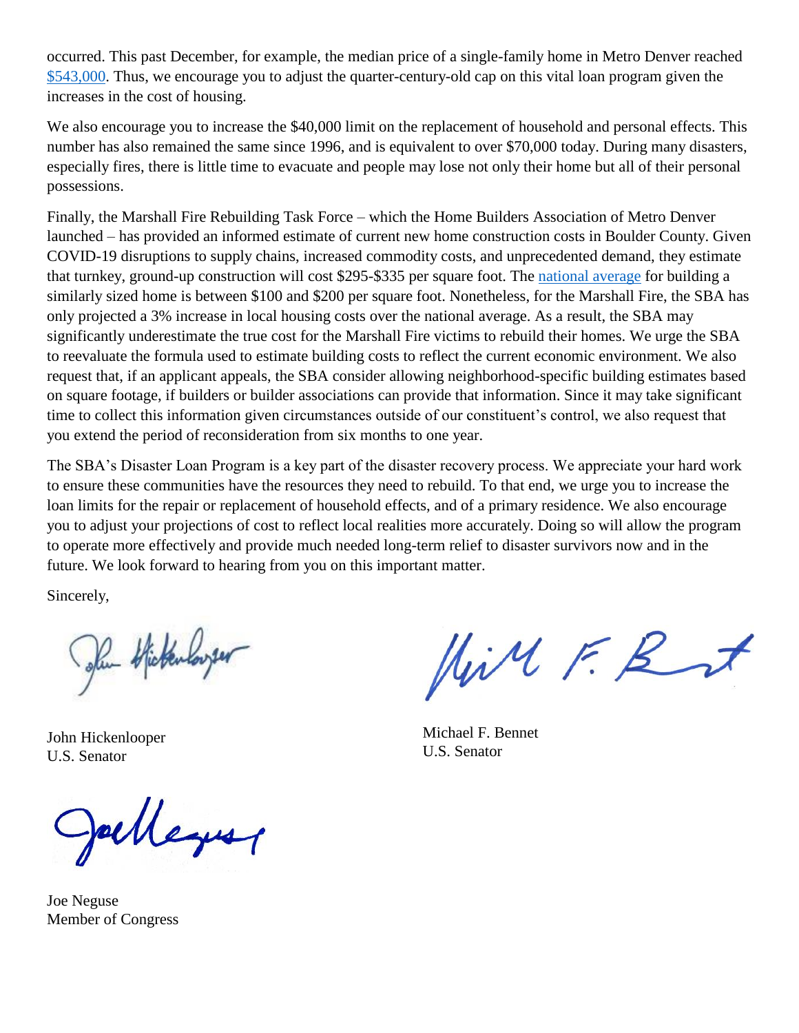occurred. This past December, for example, the median price of a single-family home in Metro Denver reached $543,000. Thus, we encourage you to adjust the quarter-century-old cap on this vital loan program given the increases in the cost of housing.

We also encourage you to increase the $40,000 limit on the replacement of household and personal effects. This number has also remained the same since 1996, and is equivalent to over $70,000 today. During many disasters, especially fires, there is little time to evacuate and people may lose not only their home but all of their personal possessions.

Finally, the Marshall Fire Rebuilding Task Force – which the Home Builders Association of Metro Denver launched – has provided an informed estimate of current new home construction costs in Boulder County. Given COVID-19 disruptions to supply chains, increased commodity costs, and unprecedented demand, they estimate that turnkey, ground-up construction will cost $295-$335 per square foot. The national average for building a similarly sized home is between $100 and $200 per square foot. Nonetheless, for the Marshall Fire, the SBA has only projected a 3% increase in local housing costs over the national average. As a result, the SBA may significantly underestimate the true cost for the Marshall Fire victims to rebuild their homes. We urge the SBA to reevaluate the formula used to estimate building costs to reflect the current economic environment. We also request that, if an applicant appeals, the SBA consider allowing neighborhood-specific building estimates based on square footage, if builders or builder associations can provide that information. Since it may take significant time to collect this information given circumstances outside of our constituent's control, we also request that you extend the period of reconsideration from six months to one year.

The SBA's Disaster Loan Program is a key part of the disaster recovery process. We appreciate your hard work to ensure these communities have the resources they need to rebuild. To that end, we urge you to increase the loan limits for the repair or replacement of household effects, and of a primary residence. We also encourage you to adjust your projections of cost to reflect local realities more accurately. Doing so will allow the program to operate more effectively and provide much needed long-term relief to disaster survivors now and in the future. We look forward to hearing from you on this important matter.

Sincerely,

John Hickenlooper
U.S. Senator

Michael F. Bennet
U.S. Senator

Joe Neguse
Member of Congress